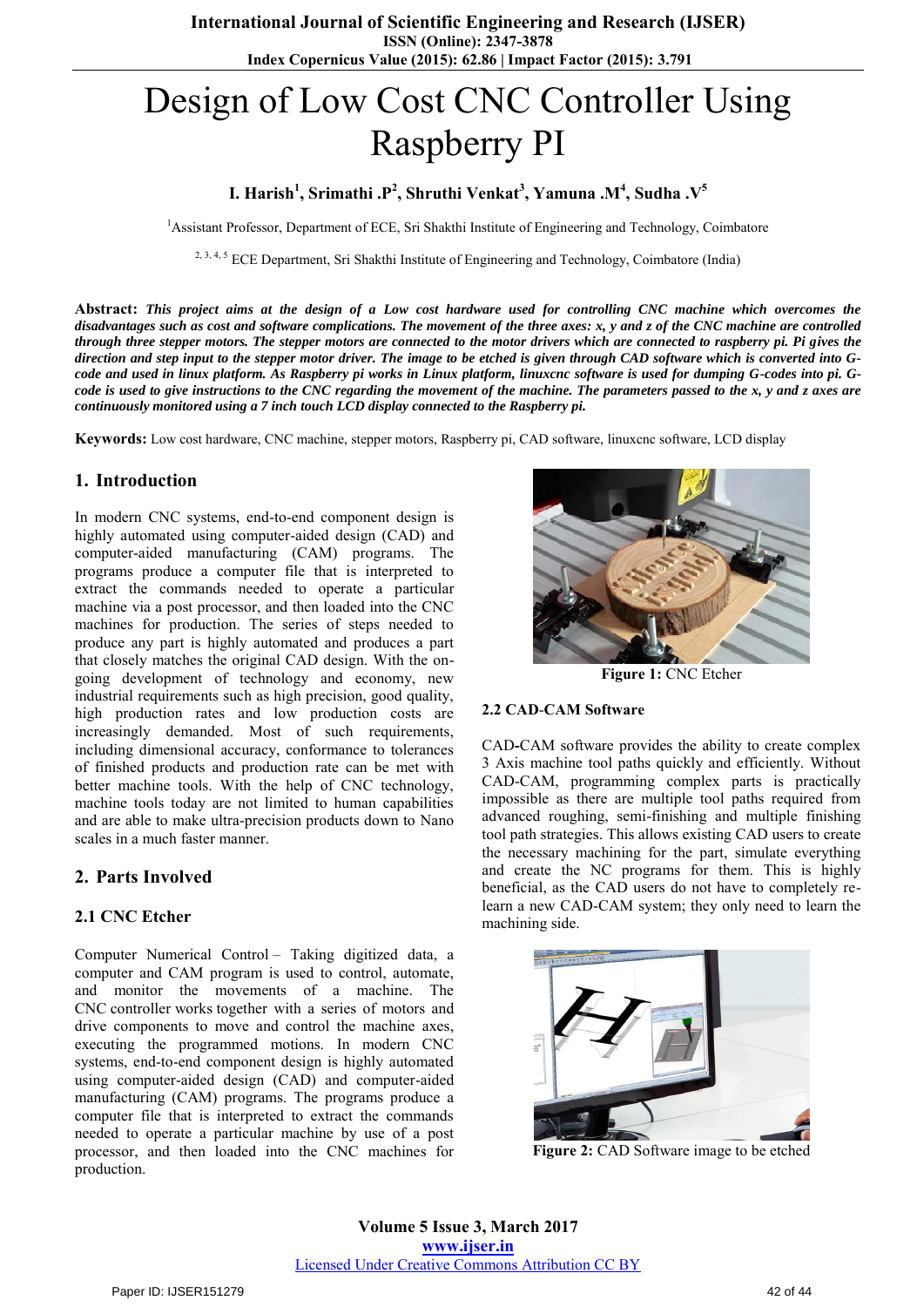# Design of Low Cost CNC Controller Using Raspberry PI

**I. Harish[1], Srimathi .P[2], Shruthi Venkat[3], Yamuna .M[4], Sudha .V[5]**

[1]Assistant Professor, Department of ECE, Sri Shakthi Institute of Engineering and Technology, Coimbatore

[2, 3, 4, 5] ECE Department, Sri Shakthi Institute of Engineering and Technology, Coimbatore (India)

**Abstract:** ***This project aims at the design of a Low cost hardware used for controlling CNC machine which overcomes the disadvantages such as cost and software complications. The movement of the three axes: x, y and z of the CNC machine are controlled through three stepper motors. The stepper motors are connected to the motor drivers which are connected to raspberry pi. Pi gives the direction and step input to the stepper motor driver. The image to be etched is given through CAD software which is converted into G-code and used in linux platform. As Raspberry pi works in Linux platform, linuxcnc software is used for dumping G-codes into pi. G-code is used to give instructions to the CNC regarding the movement of the machine. The parameters passed to the x, y and z axes are continuously monitored using a 7 inch touch LCD display connected to the Raspberry pi.***

**Keywords:** Low cost hardware, CNC machine, stepper motors, Raspberry pi, CAD software, linuxcnc software, LCD display

## 1. Introduction

In modern CNC systems, end-to-end component design is highly automated using computer-aided design (CAD) and computer-aided manufacturing (CAM) programs. The programs produce a computer file that is interpreted to extract the commands needed to operate a particular machine via a post processor, and then loaded into the CNC machines for production. The series of steps needed to produce any part is highly automated and produces a part that closely matches the original CAD design. With the on-going development of technology and economy, new industrial requirements such as high precision, good quality, high production rates and low production costs are increasingly demanded. Most of such requirements, including dimensional accuracy, conformance to tolerances of finished products and production rate can be met with better machine tools. With the help of CNC technology, machine tools today are not limited to human capabilities and are able to make ultra-precision products down to Nano scales in a much faster manner.

## 2. Parts Involved

### 2.1 CNC Etcher

Computer Numerical Control – Taking digitized data, a computer and CAM program is used to control, automate, and monitor the movements of a machine. The CNC controller works together with a series of motors and drive components to move and control the machine axes, executing the programmed motions. In modern CNC systems, end-to-end component design is highly automated using computer-aided design (CAD) and computer-aided manufacturing (CAM) programs. The programs produce a computer file that is interpreted to extract the commands needed to operate a particular machine by use of a post processor, and then loaded into the CNC machines for production.

**Figure 1:** CNC Etcher

### 2.2 CAD-CAM Software

CAD-CAM software provides the ability to create complex 3 Axis machine tool paths quickly and efficiently. Without CAD-CAM, programming complex parts is practically impossible as there are multiple tool paths required from advanced roughing, semi-finishing and multiple finishing tool path strategies. This allows existing CAD users to create the necessary machining for the part, simulate everything and create the NC programs for them. This is highly beneficial, as the CAD users do not have to completely re-learn a new CAD-CAM system; they only need to learn the machining side.

**Figure 2:** CAD Software image to be etched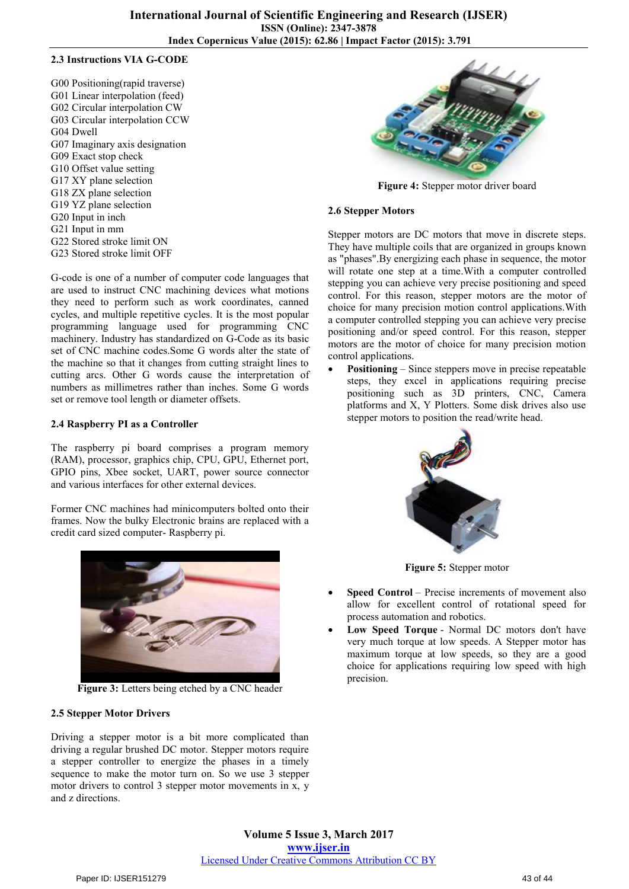### 2.3 Instructions VIA G-CODE

G00 Positioning(rapid traverse)
G01 Linear interpolation (feed)
G02 Circular interpolation CW
G03 Circular interpolation CCW
G04 Dwell
G07 Imaginary axis designation
G09 Exact stop check
G10 Offset value setting
G17 XY plane selection
G18 ZX plane selection
G19 YZ plane selection
G20 Input in inch
G21 Input in mm
G22 Stored stroke limit ON
G23 Stored stroke limit OFF

G-code is one of a number of computer code languages that are used to instruct CNC machining devices what motions they need to perform such as work coordinates, canned cycles, and multiple repetitive cycles. It is the most popular programming language used for programming CNC machinery. Industry has standardized on G-Code as its basic set of CNC machine codes.Some G words alter the state of the machine so that it changes from cutting straight lines to cutting arcs. Other G words cause the interpretation of numbers as millimetres rather than inches. Some G words set or remove tool length or diameter offsets.

### 2.4 Raspberry PI as a Controller

The raspberry pi board comprises a program memory (RAM), processor, graphics chip, CPU, GPU, Ethernet port, GPIO pins, Xbee socket, UART, power source connector and various interfaces for other external devices.

Former CNC machines had minicomputers bolted onto their frames. Now the bulky Electronic brains are replaced with a credit card sized computer- Raspberry pi.

**Figure 3:** Letters being etched by a CNC header

### 2.5 Stepper Motor Drivers

Driving a stepper motor is a bit more complicated than driving a regular brushed DC motor. Stepper motors require a stepper controller to energize the phases in a timely sequence to make the motor turn on. So we use 3 stepper motor drivers to control 3 stepper motor movements in x, y and z directions.

**Figure 4:** Stepper motor driver board

### 2.6 Stepper Motors

Stepper motors are DC motors that move in discrete steps. They have multiple coils that are organized in groups known as "phases".By energizing each phase in sequence, the motor will rotate one step at a time.With a computer controlled stepping you can achieve very precise positioning and speed control. For this reason, stepper motors are the motor of choice for many precision motion control applications.With a computer controlled stepping you can achieve very precise positioning and/or speed control. For this reason, stepper motors are the motor of choice for many precision motion control applications.

- **Positioning** – Since steppers move in precise repeatable steps, they excel in applications requiring precise positioning such as 3D printers, CNC, Camera platforms and X, Y Plotters. Some disk drives also use stepper motors to position the read/write head.

**Figure 5:** Stepper motor

- **Speed Control** – Precise increments of movement also allow for excellent control of rotational speed for process automation and robotics.
- **Low Speed Torque** - Normal DC motors don't have very much torque at low speeds. A Stepper motor has maximum torque at low speeds, so they are a good choice for applications requiring low speed with high precision.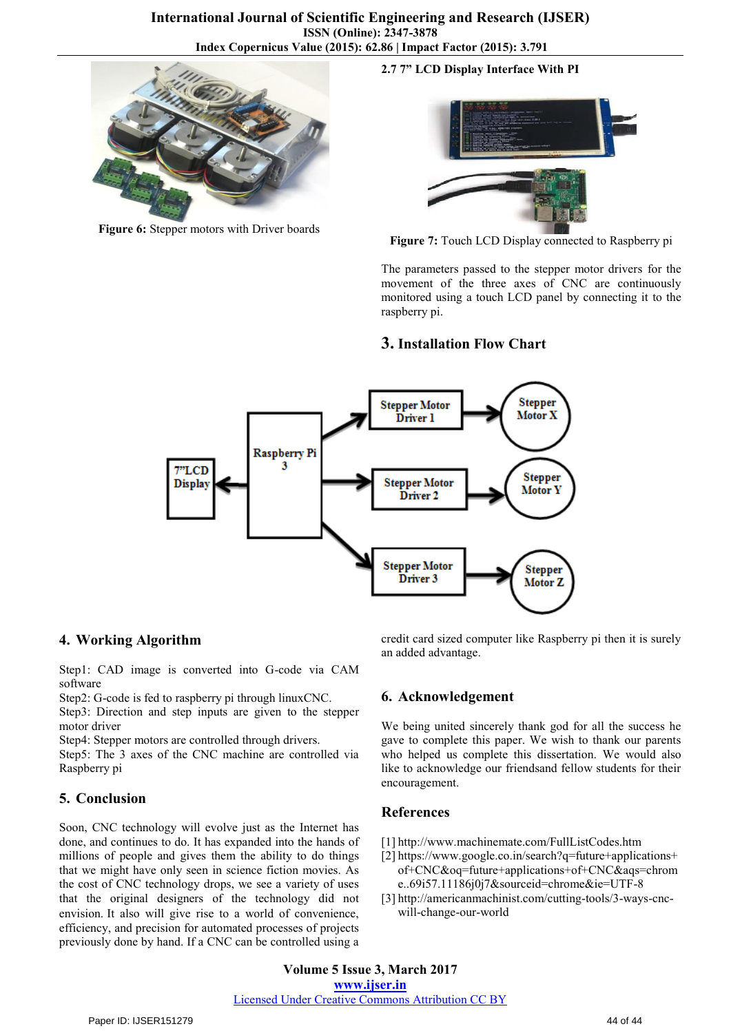**Figure 6:** Stepper motors with Driver boards

### 2.7 7" LCD Display Interface With PI

**Figure 7:** Touch LCD Display connected to Raspberry pi

The parameters passed to the stepper motor drivers for the movement of the three axes of CNC are continuously monitored using a touch LCD panel by connecting it to the raspberry pi.

## 3. Installation Flow Chart

7"LCD Display

Raspberry Pi 3

Stepper Motor Driver 1

Stepper Motor Driver 2

Stepper Motor Driver 3

Stepper Motor X

Stepper Motor Y

Stepper Motor Z

## 4. Working Algorithm

Step1: CAD image is converted into G-code via CAM software
Step2: G-code is fed to raspberry pi through linuxCNC.
Step3: Direction and step inputs are given to the stepper motor driver
Step4: Stepper motors are controlled through drivers.
Step5: The 3 axes of the CNC machine are controlled via Raspberry pi

## 5. Conclusion

Soon, CNC technology will evolve just as the Internet has done, and continues to do. It has expanded into the hands of millions of people and gives them the ability to do things that we might have only seen in science fiction movies. As the cost of CNC technology drops, we see a variety of uses that the original designers of the technology did not envision. It also will give rise to a world of convenience, efficiency, and precision for automated processes of projects previously done by hand. If a CNC can be controlled using a credit card sized computer like Raspberry pi then it is surely an added advantage.

## 6. Acknowledgement

We being united sincerely thank god for all the success he gave to complete this paper. We wish to thank our parents who helped us complete this dissertation. We would also like to acknowledge our friendsand fellow students for their encouragement.

## References

[1] http://www.machinemate.com/FullListCodes.htm
[2] https://www.google.co.in/search?q=future+applications+of+CNC&oq=future+applications+of+CNC&aqs=chrome..69i57.11186j0j7&sourceid=chrome&ie=UTF-8
[3] http://americanmachinist.com/cutting-tools/3-ways-cnc-will-change-our-world